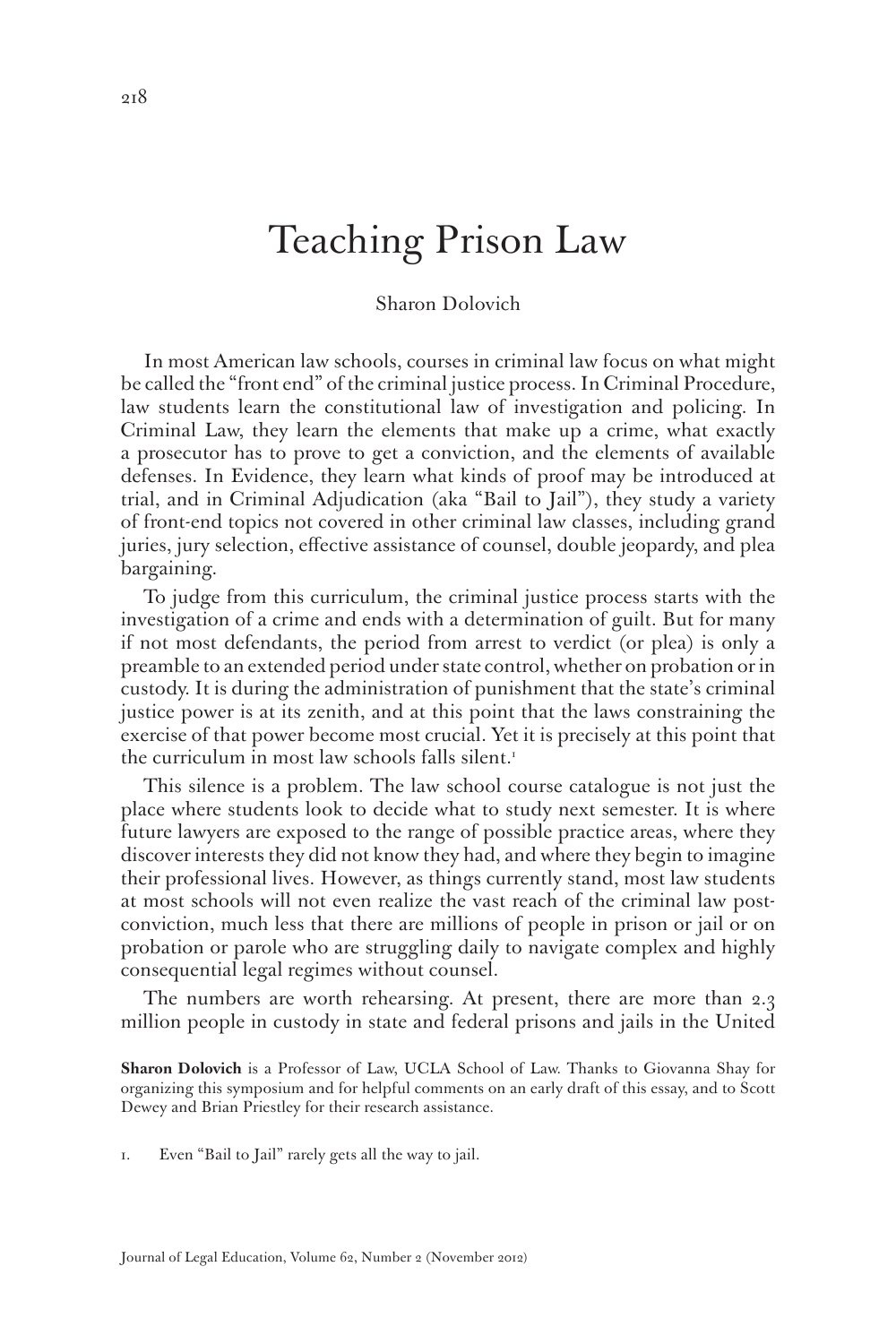# Teaching Prison Law

Sharon Dolovich

In most American law schools, courses in criminal law focus on what might be called the "front end" of the criminal justice process. In Criminal Procedure, law students learn the constitutional law of investigation and policing. In Criminal Law, they learn the elements that make up a crime, what exactly a prosecutor has to prove to get a conviction, and the elements of available defenses. In Evidence, they learn what kinds of proof may be introduced at trial, and in Criminal Adjudication (aka "Bail to Jail"), they study a variety of front-end topics not covered in other criminal law classes, including grand juries, jury selection, effective assistance of counsel, double jeopardy, and plea bargaining.

To judge from this curriculum, the criminal justice process starts with the investigation of a crime and ends with a determination of guilt. But for many if not most defendants, the period from arrest to verdict (or plea) is only a preamble to an extended period under state control, whether on probation or in custody. It is during the administration of punishment that the state's criminal justice power is at its zenith, and at this point that the laws constraining the exercise of that power become most crucial. Yet it is precisely at this point that the curriculum in most law schools falls silent.[1]

This silence is a problem. The law school course catalogue is not just the place where students look to decide what to study next semester. It is where future lawyers are exposed to the range of possible practice areas, where they discover interests they did not know they had, and where they begin to imagine their professional lives. However, as things currently stand, most law students at most schools will not even realize the vast reach of the criminal law post-conviction, much less that there are millions of people in prison or jail or on probation or parole who are struggling daily to navigate complex and highly consequential legal regimes without counsel.

The numbers are worth rehearsing. At present, there are more than 2.3 million people in custody in state and federal prisons and jails in the United

**Sharon Dolovich** is a Professor of Law, UCLA School of Law. Thanks to Giovanna Shay for organizing this symposium and for helpful comments on an early draft of this essay, and to Scott Dewey and Brian Priestley for their research assistance.

1. Even "Bail to Jail" rarely gets all the way to jail.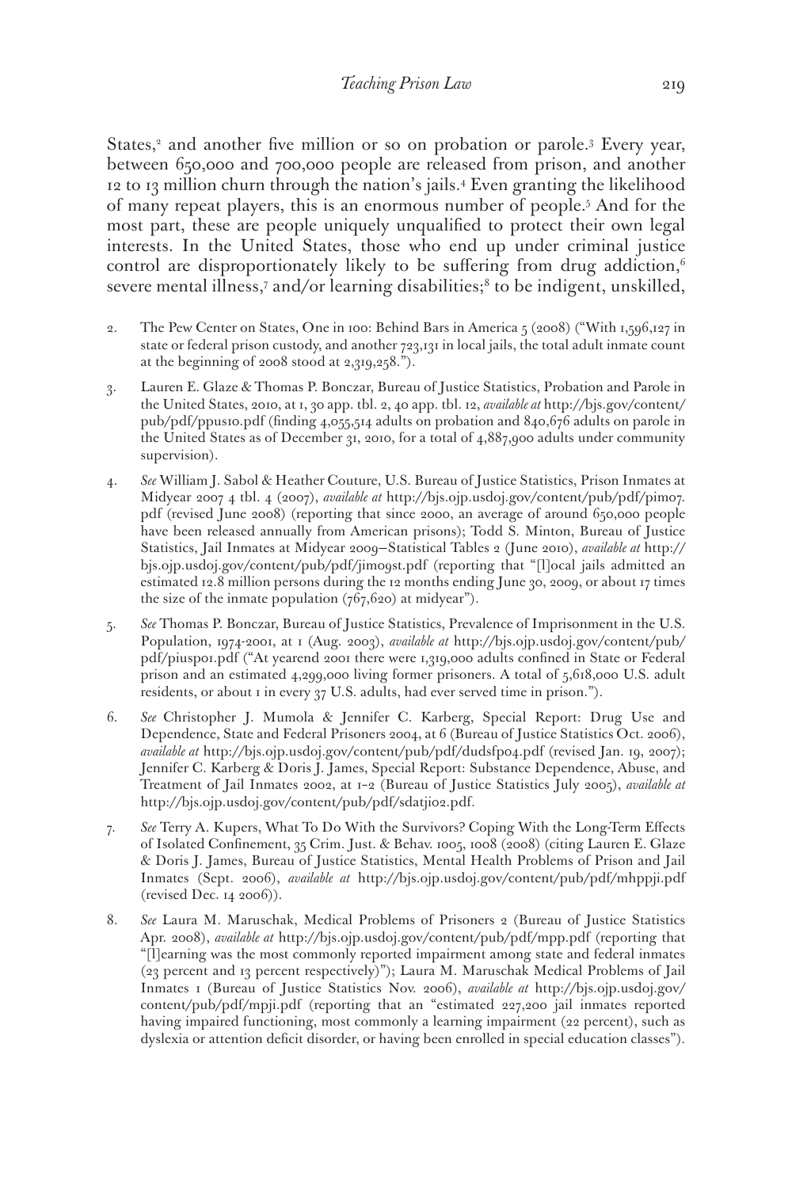States,[2] and another five million or so on probation or parole.[3] Every year, between 650,000 and 700,000 people are released from prison, and another 12 to 13 million churn through the nation's jails.[4] Even granting the likelihood of many repeat players, this is an enormous number of people.[5] And for the most part, these are people uniquely unqualified to protect their own legal interests. In the United States, those who end up under criminal justice control are disproportionately likely to be suffering from drug addiction,[6] severe mental illness,[7] and/or learning disabilities;[8] to be indigent, unskilled,

2. The Pew Center on States, One in 100: Behind Bars in America 5 (2008) ("With 1,596,127 in state or federal prison custody, and another 723,131 in local jails, the total adult inmate count at the beginning of 2008 stood at 2,319,258.").

3. Lauren E. Glaze & Thomas P. Bonczar, Bureau of Justice Statistics, Probation and Parole in the United States, 2010, at 1, 30 app. tbl. 2, 40 app. tbl. 12, *available at* http://bjs.gov/content/pub/pdf/ppus10.pdf (finding 4,055,514 adults on probation and 840,676 adults on parole in the United States as of December 31, 2010, for a total of 4,887,900 adults under community supervision).

4. *See* William J. Sabol & Heather Couture, U.S. Bureau of Justice Statistics, Prison Inmates at Midyear 2007 4 tbl. 4 (2007), *available at* http://bjs.ojp.usdoj.gov/content/pub/pdf/pim07.pdf (revised June 2008) (reporting that since 2000, an average of around 650,000 people have been released annually from American prisons); Todd S. Minton, Bureau of Justice Statistics, Jail Inmates at Midyear 2009—Statistical Tables 2 (June 2010), *available at* http://bjs.ojp.usdoj.gov/content/pub/pdf/jim09st.pdf (reporting that "[l]ocal jails admitted an estimated 12.8 million persons during the 12 months ending June 30, 2009, or about 17 times the size of the inmate population (767,620) at midyear").

5. *See* Thomas P. Bonczar, Bureau of Justice Statistics, Prevalence of Imprisonment in the U.S. Population, 1974-2001, at 1 (Aug. 2003), *available at* http://bjs.ojp.usdoj.gov/content/pub/pdf/piusp01.pdf ("At yearend 2001 there were 1,319,000 adults confined in State or Federal prison and an estimated 4,299,000 living former prisoners. A total of 5,618,000 U.S. adult residents, or about 1 in every 37 U.S. adults, had ever served time in prison.").

6. *See* Christopher J. Mumola & Jennifer C. Karberg, Special Report: Drug Use and Dependence, State and Federal Prisoners 2004, at 6 (Bureau of Justice Statistics Oct. 2006), *available at* http://bjs.ojp.usdoj.gov/content/pub/pdf/dudsfp04.pdf (revised Jan. 19, 2007); Jennifer C. Karberg & Doris J. James, Special Report: Substance Dependence, Abuse, and Treatment of Jail Inmates 2002, at 1–2 (Bureau of Justice Statistics July 2005), *available at* http://bjs.ojp.usdoj.gov/content/pub/pdf/sdatji02.pdf.

7. *See* Terry A. Kupers, What To Do With the Survivors? Coping With the Long-Term Effects of Isolated Confinement, 35 Crim. Just. & Behav. 1005, 1008 (2008) (citing Lauren E. Glaze & Doris J. James, Bureau of Justice Statistics, Mental Health Problems of Prison and Jail Inmates (Sept. 2006), *available at* http://bjs.ojp.usdoj.gov/content/pub/pdf/mhppji.pdf (revised Dec. 14 2006)).

8. *See* Laura M. Maruschak, Medical Problems of Prisoners 2 (Bureau of Justice Statistics Apr. 2008), *available at* http://bjs.ojp.usdoj.gov/content/pub/pdf/mpp.pdf (reporting that "[l]earning was the most commonly reported impairment among state and federal inmates (23 percent and 13 percent respectively)"); Laura M. Maruschak Medical Problems of Jail Inmates 1 (Bureau of Justice Statistics Nov. 2006), *available at* http://bjs.ojp.usdoj.gov/content/pub/pdf/mpji.pdf (reporting that an "estimated 227,200 jail inmates reported having impaired functioning, most commonly a learning impairment (22 percent), such as dyslexia or attention deficit disorder, or having been enrolled in special education classes").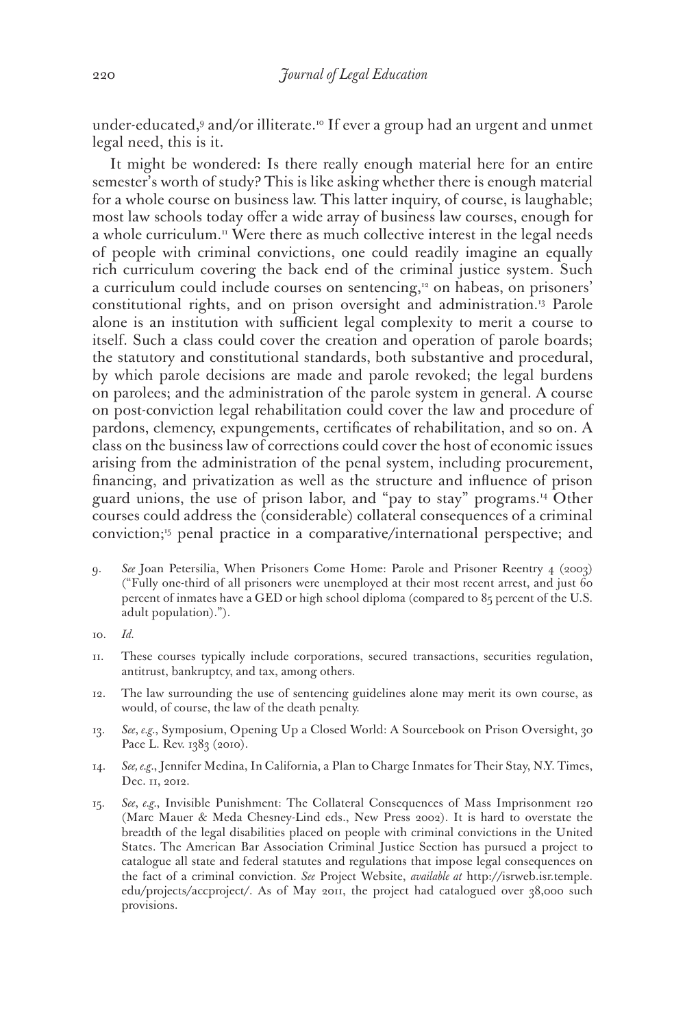under-educated,[9] and/or illiterate.[10] If ever a group had an urgent and unmet legal need, this is it.

It might be wondered: Is there really enough material here for an entire semester's worth of study? This is like asking whether there is enough material for a whole course on business law. This latter inquiry, of course, is laughable; most law schools today offer a wide array of business law courses, enough for a whole curriculum.[11] Were there as much collective interest in the legal needs of people with criminal convictions, one could readily imagine an equally rich curriculum covering the back end of the criminal justice system. Such a curriculum could include courses on sentencing,[12] on habeas, on prisoners' constitutional rights, and on prison oversight and administration.[13] Parole alone is an institution with sufficient legal complexity to merit a course to itself. Such a class could cover the creation and operation of parole boards; the statutory and constitutional standards, both substantive and procedural, by which parole decisions are made and parole revoked; the legal burdens on parolees; and the administration of the parole system in general. A course on post-conviction legal rehabilitation could cover the law and procedure of pardons, clemency, expungements, certificates of rehabilitation, and so on. A class on the business law of corrections could cover the host of economic issues arising from the administration of the penal system, including procurement, financing, and privatization as well as the structure and influence of prison guard unions, the use of prison labor, and "pay to stay" programs.[14] Other courses could address the (considerable) collateral consequences of a criminal conviction;[15] penal practice in a comparative/international perspective; and

9. *See* Joan Petersilia, When Prisoners Come Home: Parole and Prisoner Reentry 4 (2003) ("Fully one-third of all prisoners were unemployed at their most recent arrest, and just 60 percent of inmates have a GED or high school diploma (compared to 85 percent of the U.S. adult population).").

10. *Id.*

11. These courses typically include corporations, secured transactions, securities regulation, antitrust, bankruptcy, and tax, among others.

12. The law surrounding the use of sentencing guidelines alone may merit its own course, as would, of course, the law of the death penalty.

13. *See, e.g.*, Symposium, Opening Up a Closed World: A Sourcebook on Prison Oversight, 30 Pace L. Rev. 1383 (2010).

14. *See, e.g.*, Jennifer Medina, In California, a Plan to Charge Inmates for Their Stay, N.Y. Times, Dec. 11, 2012.

15. *See, e.g.*, Invisible Punishment: The Collateral Consequences of Mass Imprisonment 120 (Marc Mauer & Meda Chesney-Lind eds., New Press 2002). It is hard to overstate the breadth of the legal disabilities placed on people with criminal convictions in the United States. The American Bar Association Criminal Justice Section has pursued a project to catalogue all state and federal statutes and regulations that impose legal consequences on the fact of a criminal conviction. *See* Project Website, *available at* http://isrweb.isr.temple.edu/projects/accproject/. As of May 2011, the project had catalogued over 38,000 such provisions.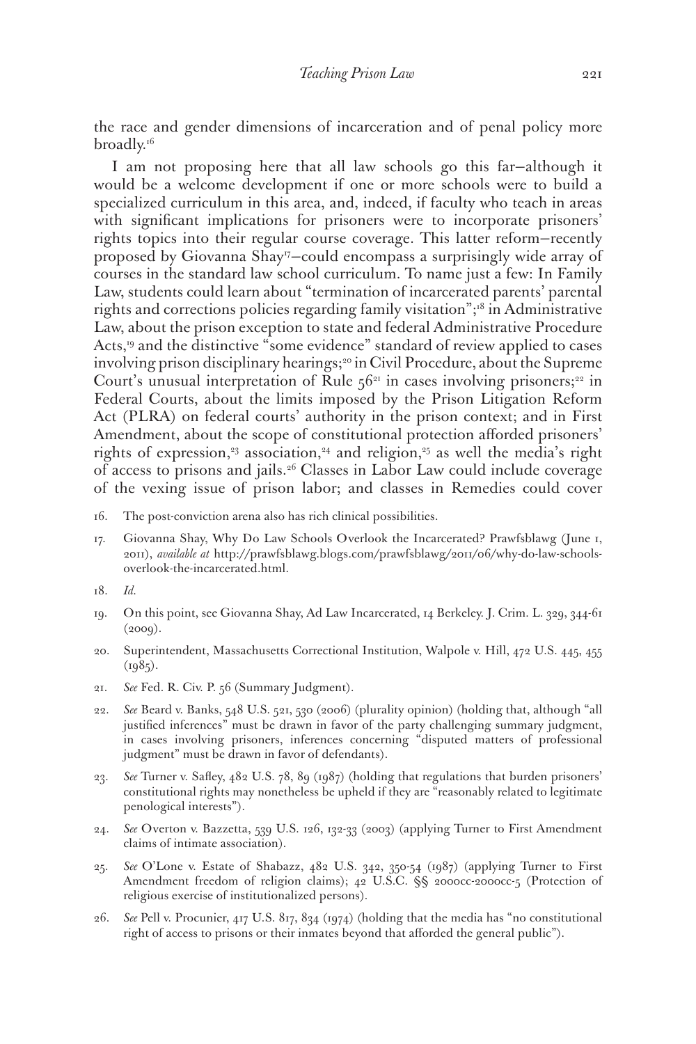the race and gender dimensions of incarceration and of penal policy more broadly.[16]

I am not proposing here that all law schools go this far—although it would be a welcome development if one or more schools were to build a specialized curriculum in this area, and, indeed, if faculty who teach in areas with significant implications for prisoners were to incorporate prisoners' rights topics into their regular course coverage. This latter reform—recently proposed by Giovanna Shay[17]—could encompass a surprisingly wide array of courses in the standard law school curriculum. To name just a few: In Family Law, students could learn about "termination of incarcerated parents' parental rights and corrections policies regarding family visitation";[18] in Administrative Law, about the prison exception to state and federal Administrative Procedure Acts,[19] and the distinctive "some evidence" standard of review applied to cases involving prison disciplinary hearings;[20] in Civil Procedure, about the Supreme Court's unusual interpretation of Rule 56[21] in cases involving prisoners;[22] in Federal Courts, about the limits imposed by the Prison Litigation Reform Act (PLRA) on federal courts' authority in the prison context; and in First Amendment, about the scope of constitutional protection afforded prisoners' rights of expression,[23] association,[24] and religion,[25] as well the media's right of access to prisons and jails.[26] Classes in Labor Law could include coverage of the vexing issue of prison labor; and classes in Remedies could cover

16. The post-conviction arena also has rich clinical possibilities.

17. Giovanna Shay, Why Do Law Schools Overlook the Incarcerated? Prawfsblawg (June 1, 2011), *available at* http://prawfsblawg.blogs.com/prawfsblawg/2011/06/why-do-law-schools-overlook-the-incarcerated.html.

18. *Id.*

19. On this point, see Giovanna Shay, Ad Law Incarcerated, 14 Berkeley. J. Crim. L. 329, 344-61 (2009).

20. Superintendent, Massachusetts Correctional Institution, Walpole v. Hill, 472 U.S. 445, 455 (1985).

21. *See* Fed. R. Civ. P. 56 (Summary Judgment).

22. *See* Beard v. Banks, 548 U.S. 521, 530 (2006) (plurality opinion) (holding that, although "all justified inferences" must be drawn in favor of the party challenging summary judgment, in cases involving prisoners, inferences concerning "disputed matters of professional judgment" must be drawn in favor of defendants).

23. *See* Turner v. Safley, 482 U.S. 78, 89 (1987) (holding that regulations that burden prisoners' constitutional rights may nonetheless be upheld if they are "reasonably related to legitimate penological interests").

24. *See* Overton v. Bazzetta, 539 U.S. 126, 132-33 (2003) (applying Turner to First Amendment claims of intimate association).

25. *See* O'Lone v. Estate of Shabazz, 482 U.S. 342, 350-54 (1987) (applying Turner to First Amendment freedom of religion claims); 42 U.S.C. §§ 2000cc-2000cc-5 (Protection of religious exercise of institutionalized persons).

26. *See* Pell v. Procunier, 417 U.S. 817, 834 (1974) (holding that the media has "no constitutional right of access to prisons or their inmates beyond that afforded the general public").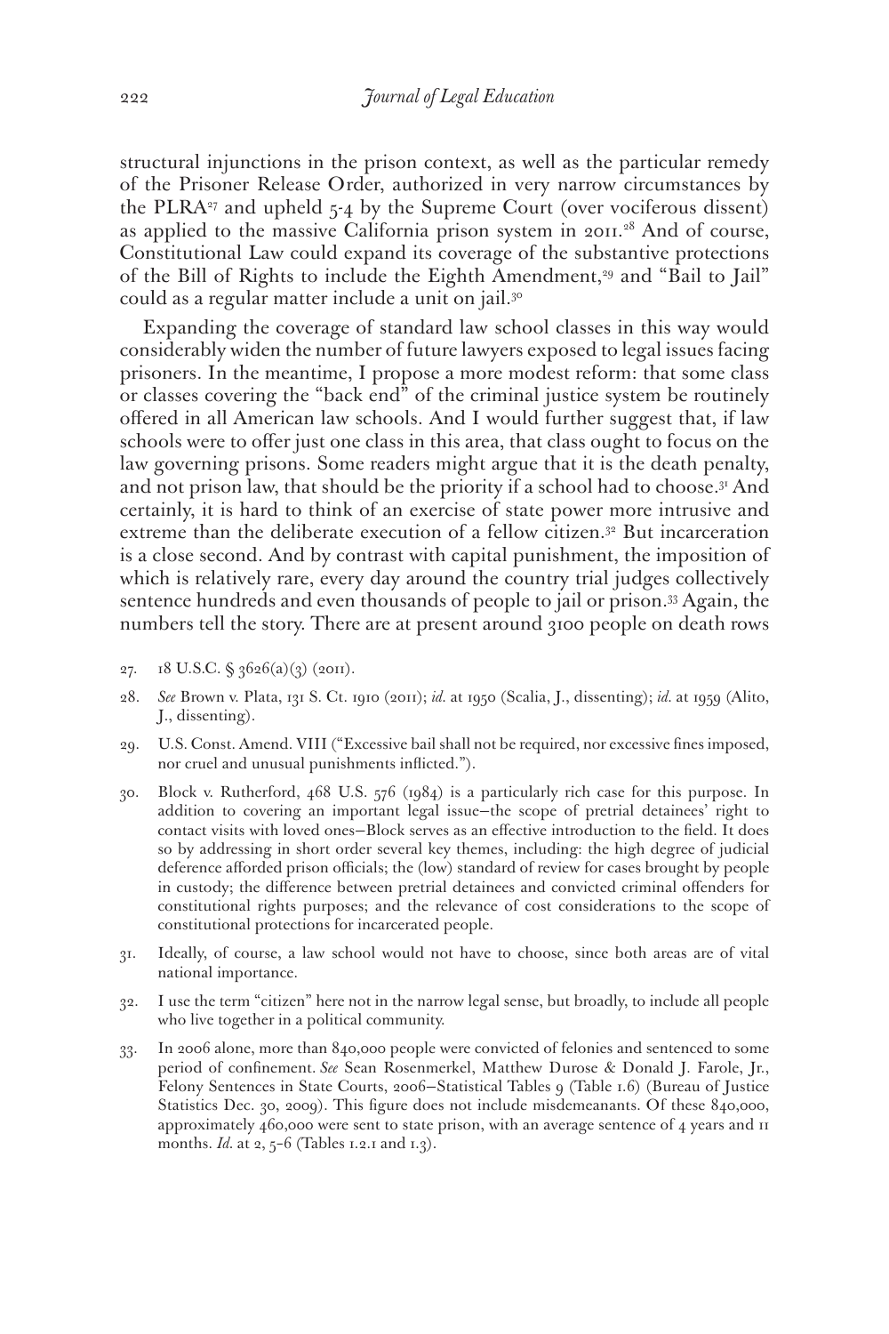structural injunctions in the prison context, as well as the particular remedy of the Prisoner Release Order, authorized in very narrow circumstances by the PLRA[27] and upheld 5-4 by the Supreme Court (over vociferous dissent) as applied to the massive California prison system in 2011.[28] And of course, Constitutional Law could expand its coverage of the substantive protections of the Bill of Rights to include the Eighth Amendment,[29] and "Bail to Jail" could as a regular matter include a unit on jail.[30]

Expanding the coverage of standard law school classes in this way would considerably widen the number of future lawyers exposed to legal issues facing prisoners. In the meantime, I propose a more modest reform: that some class or classes covering the "back end" of the criminal justice system be routinely offered in all American law schools. And I would further suggest that, if law schools were to offer just one class in this area, that class ought to focus on the law governing prisons. Some readers might argue that it is the death penalty, and not prison law, that should be the priority if a school had to choose.[31] And certainly, it is hard to think of an exercise of state power more intrusive and extreme than the deliberate execution of a fellow citizen.[32] But incarceration is a close second. And by contrast with capital punishment, the imposition of which is relatively rare, every day around the country trial judges collectively sentence hundreds and even thousands of people to jail or prison.[33] Again, the numbers tell the story. There are at present around 3100 people on death rows

27. 18 U.S.C. § 3626(a)(3) (2011).

28. *See* Brown v. Plata, 131 S. Ct. 1910 (2011); *id.* at 1950 (Scalia, J., dissenting); *id.* at 1959 (Alito, J., dissenting).

29. U.S. Const. Amend. VIII ("Excessive bail shall not be required, nor excessive fines imposed, nor cruel and unusual punishments inflicted.").

30. Block v. Rutherford, 468 U.S. 576 (1984) is a particularly rich case for this purpose. In addition to covering an important legal issue—the scope of pretrial detainees' right to contact visits with loved ones—Block serves as an effective introduction to the field. It does so by addressing in short order several key themes, including: the high degree of judicial deference afforded prison officials; the (low) standard of review for cases brought by people in custody; the difference between pretrial detainees and convicted criminal offenders for constitutional rights purposes; and the relevance of cost considerations to the scope of constitutional protections for incarcerated people.

31. Ideally, of course, a law school would not have to choose, since both areas are of vital national importance.

32. I use the term "citizen" here not in the narrow legal sense, but broadly, to include all people who live together in a political community.

33. In 2006 alone, more than 840,000 people were convicted of felonies and sentenced to some period of confinement. *See* Sean Rosenmerkel, Matthew Durose & Donald J. Farole, Jr., Felony Sentences in State Courts, 2006—Statistical Tables 9 (Table 1.6) (Bureau of Justice Statistics Dec. 30, 2009). This figure does not include misdemeanants. Of these 840,000, approximately 460,000 were sent to state prison, with an average sentence of 4 years and 11 months. *Id.* at 2, 5–6 (Tables 1.2.1 and 1.3).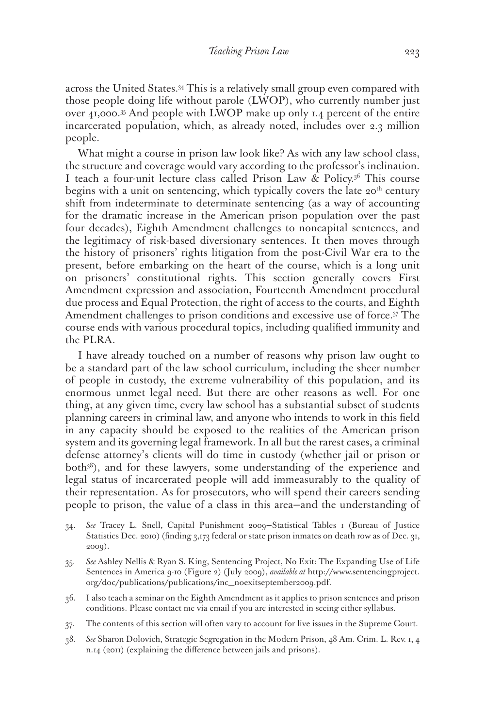across the United States.[34] This is a relatively small group even compared with those people doing life without parole (LWOP), who currently number just over 41,000.[35] And people with LWOP make up only 1.4 percent of the entire incarcerated population, which, as already noted, includes over 2.3 million people.

What might a course in prison law look like? As with any law school class, the structure and coverage would vary according to the professor's inclination. I teach a four-unit lecture class called Prison Law & Policy.[36] This course begins with a unit on sentencing, which typically covers the late 20th century shift from indeterminate to determinate sentencing (as a way of accounting for the dramatic increase in the American prison population over the past four decades), Eighth Amendment challenges to noncapital sentences, and the legitimacy of risk-based diversionary sentences. It then moves through the history of prisoners' rights litigation from the post-Civil War era to the present, before embarking on the heart of the course, which is a long unit on prisoners' constitutional rights. This section generally covers First Amendment expression and association, Fourteenth Amendment procedural due process and Equal Protection, the right of access to the courts, and Eighth Amendment challenges to prison conditions and excessive use of force.[37] The course ends with various procedural topics, including qualified immunity and the PLRA.

I have already touched on a number of reasons why prison law ought to be a standard part of the law school curriculum, including the sheer number of people in custody, the extreme vulnerability of this population, and its enormous unmet legal need. But there are other reasons as well. For one thing, at any given time, every law school has a substantial subset of students planning careers in criminal law, and anyone who intends to work in this field in any capacity should be exposed to the realities of the American prison system and its governing legal framework. In all but the rarest cases, a criminal defense attorney's clients will do time in custody (whether jail or prison or both[38]), and for these lawyers, some understanding of the experience and legal status of incarcerated people will add immeasurably to the quality of their representation. As for prosecutors, who will spend their careers sending people to prison, the value of a class in this area—and the understanding of

34. *See* Tracey L. Snell, Capital Punishment 2009—Statistical Tables 1 (Bureau of Justice Statistics Dec. 2010) (finding 3,173 federal or state prison inmates on death row as of Dec. 31, 2009).

35. *See* Ashley Nellis & Ryan S. King, Sentencing Project, No Exit: The Expanding Use of Life Sentences in America 9-10 (Figure 2) (July 2009), *available at* http://www.sentencingproject.org/doc/publications/publications/inc_noexitseptember2009.pdf.

36. I also teach a seminar on the Eighth Amendment as it applies to prison sentences and prison conditions. Please contact me via email if you are interested in seeing either syllabus.

37. The contents of this section will often vary to account for live issues in the Supreme Court.

38. *See* Sharon Dolovich, Strategic Segregation in the Modern Prison, 48 Am. Crim. L. Rev. 1, 4 n.14 (2011) (explaining the difference between jails and prisons).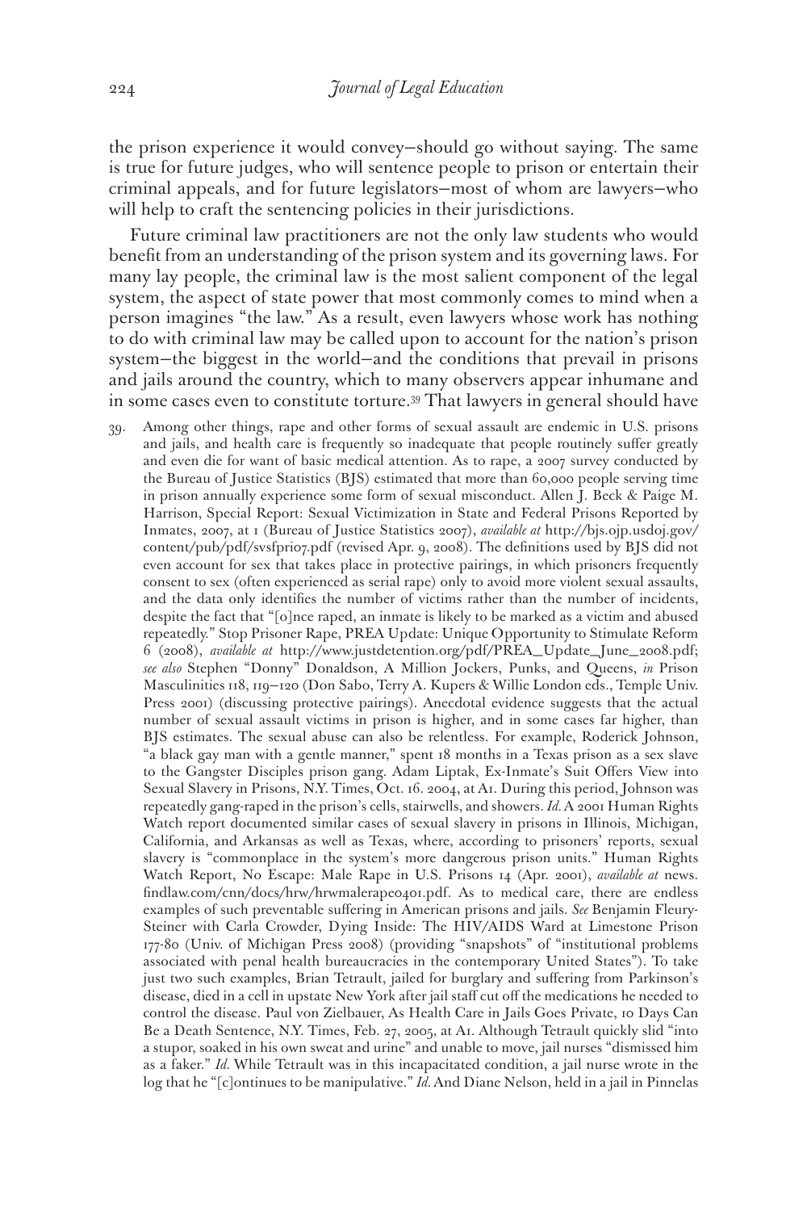the prison experience it would convey—should go without saying. The same is true for future judges, who will sentence people to prison or entertain their criminal appeals, and for future legislators—most of whom are lawyers—who will help to craft the sentencing policies in their jurisdictions.

Future criminal law practitioners are not the only law students who would benefit from an understanding of the prison system and its governing laws. For many lay people, the criminal law is the most salient component of the legal system, the aspect of state power that most commonly comes to mind when a person imagines "the law." As a result, even lawyers whose work has nothing to do with criminal law may be called upon to account for the nation's prison system—the biggest in the world—and the conditions that prevail in prisons and jails around the country, which to many observers appear inhumane and in some cases even to constitute torture.[39] That lawyers in general should have

39. Among other things, rape and other forms of sexual assault are endemic in U.S. prisons and jails, and health care is frequently so inadequate that people routinely suffer greatly and even die for want of basic medical attention. As to rape, a 2007 survey conducted by the Bureau of Justice Statistics (BJS) estimated that more than 60,000 people serving time in prison annually experience some form of sexual misconduct. Allen J. Beck & Paige M. Harrison, Special Report: Sexual Victimization in State and Federal Prisons Reported by Inmates, 2007, at 1 (Bureau of Justice Statistics 2007), *available at* http://bjs.ojp.usdoj.gov/content/pub/pdf/svsfpri07.pdf (revised Apr. 9, 2008). The definitions used by BJS did not even account for sex that takes place in protective pairings, in which prisoners frequently consent to sex (often experienced as serial rape) only to avoid more violent sexual assaults, and the data only identifies the number of victims rather than the number of incidents, despite the fact that "[o]nce raped, an inmate is likely to be marked as a victim and abused repeatedly." Stop Prisoner Rape, PREA Update: Unique Opportunity to Stimulate Reform 6 (2008), *available at* http://www.justdetention.org/pdf/PREA_Update_June_2008.pdf; *see also* Stephen "Donny" Donaldson, A Million Jockers, Punks, and Queens, *in* Prison Masculinities 118, 119–120 (Don Sabo, Terry A. Kupers & Willie London eds., Temple Univ. Press 2001) (discussing protective pairings). Anecdotal evidence suggests that the actual number of sexual assault victims in prison is higher, and in some cases far higher, than BJS estimates. The sexual abuse can also be relentless. For example, Roderick Johnson, "a black gay man with a gentle manner," spent 18 months in a Texas prison as a sex slave to the Gangster Disciples prison gang. Adam Liptak, Ex-Inmate's Suit Offers View into Sexual Slavery in Prisons, N.Y. Times, Oct. 16. 2004, at A1. During this period, Johnson was repeatedly gang-raped in the prison's cells, stairwells, and showers. *Id.* A 2001 Human Rights Watch report documented similar cases of sexual slavery in prisons in Illinois, Michigan, California, and Arkansas as well as Texas, where, according to prisoners' reports, sexual slavery is "commonplace in the system's more dangerous prison units." Human Rights Watch Report, No Escape: Male Rape in U.S. Prisons 14 (Apr. 2001), *available at* news.findlaw.com/cnn/docs/hrw/hrwmalerape0401.pdf. As to medical care, there are endless examples of such preventable suffering in American prisons and jails. *See* Benjamin Fleury-Steiner with Carla Crowder, Dying Inside: The HIV/AIDS Ward at Limestone Prison 177-80 (Univ. of Michigan Press 2008) (providing "snapshots" of "institutional problems associated with penal health bureaucracies in the contemporary United States"). To take just two such examples, Brian Tetrault, jailed for burglary and suffering from Parkinson's disease, died in a cell in upstate New York after jail staff cut off the medications he needed to control the disease. Paul von Zielbauer, As Health Care in Jails Goes Private, 10 Days Can Be a Death Sentence, N.Y. Times, Feb. 27, 2005, at A1. Although Tetrault quickly slid "into a stupor, soaked in his own sweat and urine" and unable to move, jail nurses "dismissed him as a faker." *Id.* While Tetrault was in this incapacitated condition, a jail nurse wrote in the log that he "[c]ontinues to be manipulative." *Id.* And Diane Nelson, held in a jail in Pinnelas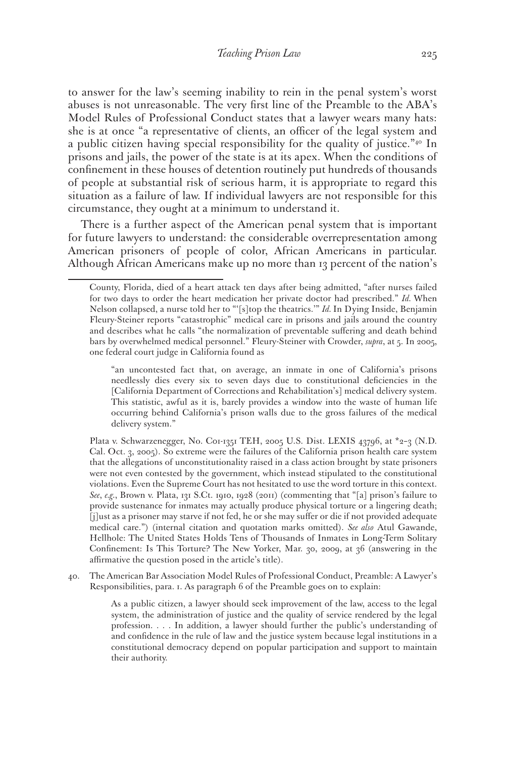to answer for the law's seeming inability to rein in the penal system's worst abuses is not unreasonable. The very first line of the Preamble to the ABA's Model Rules of Professional Conduct states that a lawyer wears many hats: she is at once "a representative of clients, an officer of the legal system and a public citizen having special responsibility for the quality of justice."[40] In prisons and jails, the power of the state is at its apex. When the conditions of confinement in these houses of detention routinely put hundreds of thousands of people at substantial risk of serious harm, it is appropriate to regard this situation as a failure of law. If individual lawyers are not responsible for this circumstance, they ought at a minimum to understand it.

There is a further aspect of the American penal system that is important for future lawyers to understand: the considerable overrepresentation among American prisoners of people of color, African Americans in particular. Although African Americans make up no more than 13 percent of the nation's

---

County, Florida, died of a heart attack ten days after being admitted, "after nurses failed for two days to order the heart medication her private doctor had prescribed." *Id.* When Nelson collapsed, a nurse told her to "'[s]top the theatrics.'" *Id.* In Dying Inside, Benjamin Fleury-Steiner reports "catastrophic" medical care in prisons and jails around the country and describes what he calls "the normalization of preventable suffering and death behind bars by overwhelmed medical personnel." Fleury-Steiner with Crowder, *supra*, at 5. In 2005, one federal court judge in California found as

> "an uncontested fact that, on average, an inmate in one of California's prisons needlessly dies every six to seven days due to constitutional deficiencies in the [California Department of Corrections and Rehabilitation's] medical delivery system. This statistic, awful as it is, barely provides a window into the waste of human life occurring behind California's prison walls due to the gross failures of the medical delivery system."

Plata v. Schwarzenegger, No. C01-1351 TEH, 2005 U.S. Dist. LEXIS 43796, at *2–3 (N.D. Cal. Oct. 3, 2005). So extreme were the failures of the California prison health care system that the allegations of unconstitutionality raised in a class action brought by state prisoners were not even contested by the government, which instead stipulated to the constitutional violations. Even the Supreme Court has not hesitated to use the word torture in this context. *See*, *e.g.*, Brown v. Plata, 131 S.Ct. 1910, 1928 (2011) (commenting that "[a] prison's failure to provide sustenance for inmates may actually produce physical torture or a lingering death; [j]ust as a prisoner may starve if not fed, he or she may suffer or die if not provided adequate medical care.") (internal citation and quotation marks omitted). *See also* Atul Gawande, Hellhole: The United States Holds Tens of Thousands of Inmates in Long-Term Solitary Confinement: Is This Torture? The New Yorker, Mar. 30, 2009, at 36 (answering in the affirmative the question posed in the article's title).

40. The American Bar Association Model Rules of Professional Conduct, Preamble: A Lawyer's Responsibilities, para. 1. As paragraph 6 of the Preamble goes on to explain:

> As a public citizen, a lawyer should seek improvement of the law, access to the legal system, the administration of justice and the quality of service rendered by the legal profession. . . . In addition, a lawyer should further the public's understanding of and confidence in the rule of law and the justice system because legal institutions in a constitutional democracy depend on popular participation and support to maintain their authority.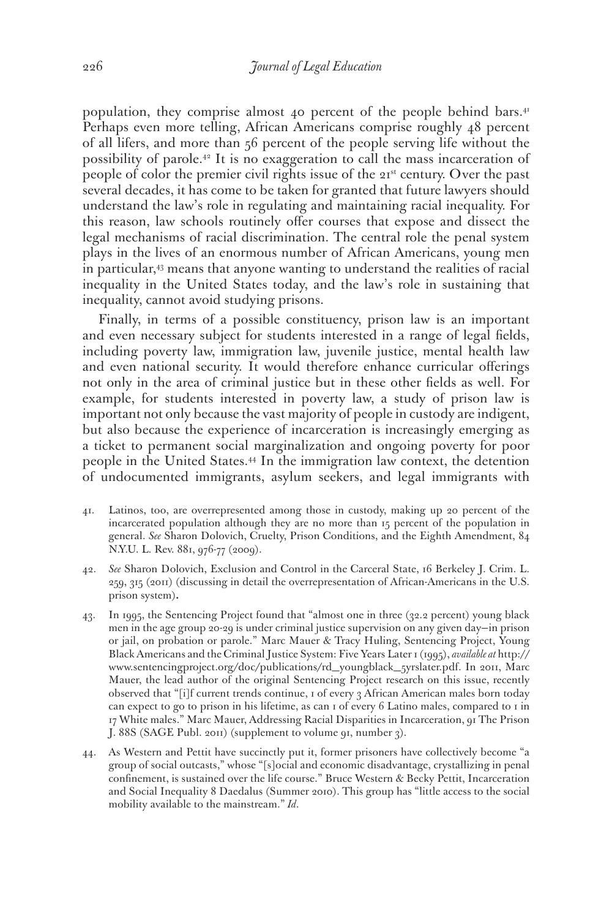population, they comprise almost 40 percent of the people behind bars.[41] Perhaps even more telling, African Americans comprise roughly 48 percent of all lifers, and more than 56 percent of the people serving life without the possibility of parole.[42] It is no exaggeration to call the mass incarceration of people of color the premier civil rights issue of the 21st century. Over the past several decades, it has come to be taken for granted that future lawyers should understand the law's role in regulating and maintaining racial inequality. For this reason, law schools routinely offer courses that expose and dissect the legal mechanisms of racial discrimination. The central role the penal system plays in the lives of an enormous number of African Americans, young men in particular,[43] means that anyone wanting to understand the realities of racial inequality in the United States today, and the law's role in sustaining that inequality, cannot avoid studying prisons.

Finally, in terms of a possible constituency, prison law is an important and even necessary subject for students interested in a range of legal fields, including poverty law, immigration law, juvenile justice, mental health law and even national security. It would therefore enhance curricular offerings not only in the area of criminal justice but in these other fields as well. For example, for students interested in poverty law, a study of prison law is important not only because the vast majority of people in custody are indigent, but also because the experience of incarceration is increasingly emerging as a ticket to permanent social marginalization and ongoing poverty for poor people in the United States.[44] In the immigration law context, the detention of undocumented immigrants, asylum seekers, and legal immigrants with

41. Latinos, too, are overrepresented among those in custody, making up 20 percent of the incarcerated population although they are no more than 15 percent of the population in general. *See* Sharon Dolovich, Cruelty, Prison Conditions, and the Eighth Amendment, 84 N.Y.U. L. Rev. 881, 976-77 (2009).

42. *See* Sharon Dolovich, Exclusion and Control in the Carceral State, 16 Berkeley J. Crim. L. 259, 315 (2011) (discussing in detail the overrepresentation of African-Americans in the U.S. prison system).

43. In 1995, the Sentencing Project found that "almost one in three (32.2 percent) young black men in the age group 20-29 is under criminal justice supervision on any given day—in prison or jail, on probation or parole." Marc Mauer & Tracy Huling, Sentencing Project, Young Black Americans and the Criminal Justice System: Five Years Later 1 (1995), *available at* http://www.sentencingproject.org/doc/publications/rd_youngblack_5yrslater.pdf. In 2011, Marc Mauer, the lead author of the original Sentencing Project research on this issue, recently observed that "[i]f current trends continue, 1 of every 3 African American males born today can expect to go to prison in his lifetime, as can 1 of every 6 Latino males, compared to 1 in 17 White males." Marc Mauer, Addressing Racial Disparities in Incarceration, 91 The Prison J. 88S (SAGE Publ. 2011) (supplement to volume 91, number 3).

44. As Western and Pettit have succinctly put it, former prisoners have collectively become "a group of social outcasts," whose "[s]ocial and economic disadvantage, crystallizing in penal confinement, is sustained over the life course." Bruce Western & Becky Pettit, Incarceration and Social Inequality 8 Daedalus (Summer 2010). This group has "little access to the social mobility available to the mainstream." *Id.*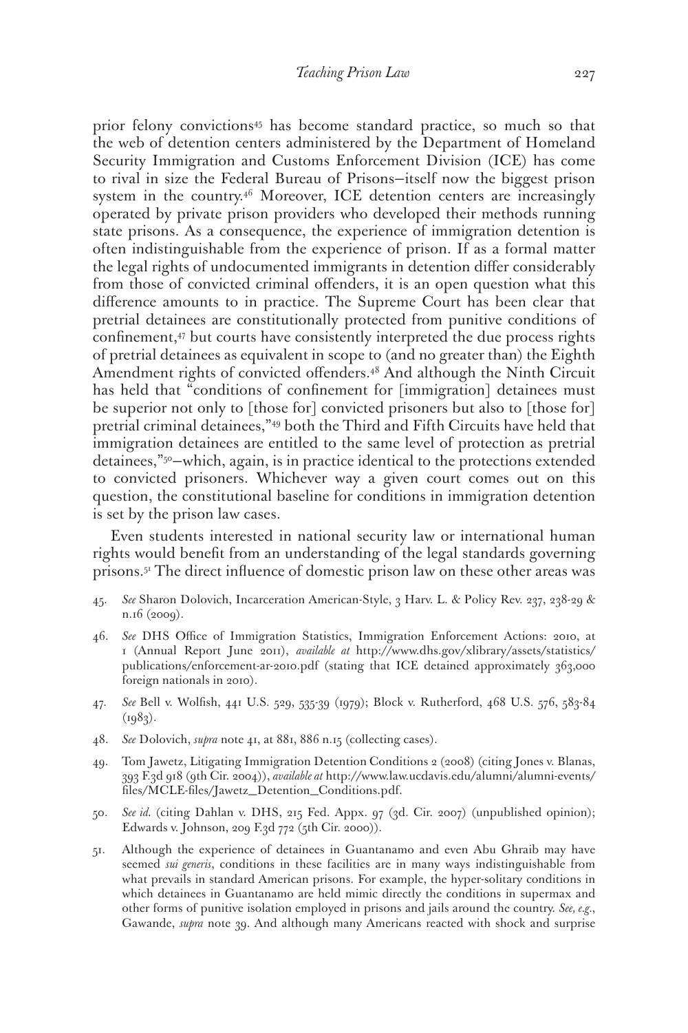prior felony convictions[45] has become standard practice, so much so that the web of detention centers administered by the Department of Homeland Security Immigration and Customs Enforcement Division (ICE) has come to rival in size the Federal Bureau of Prisons—itself now the biggest prison system in the country.[46] Moreover, ICE detention centers are increasingly operated by private prison providers who developed their methods running state prisons. As a consequence, the experience of immigration detention is often indistinguishable from the experience of prison. If as a formal matter the legal rights of undocumented immigrants in detention differ considerably from those of convicted criminal offenders, it is an open question what this difference amounts to in practice. The Supreme Court has been clear that pretrial detainees are constitutionally protected from punitive conditions of confinement,[47] but courts have consistently interpreted the due process rights of pretrial detainees as equivalent in scope to (and no greater than) the Eighth Amendment rights of convicted offenders.[48] And although the Ninth Circuit has held that "conditions of confinement for [immigration] detainees must be superior not only to [those for] convicted prisoners but also to [those for] pretrial criminal detainees,"[49] both the Third and Fifth Circuits have held that immigration detainees are entitled to the same level of protection as pretrial detainees,"[50]—which, again, is in practice identical to the protections extended to convicted prisoners. Whichever way a given court comes out on this question, the constitutional baseline for conditions in immigration detention is set by the prison law cases.

Even students interested in national security law or international human rights would benefit from an understanding of the legal standards governing prisons.[51] The direct influence of domestic prison law on these other areas was

45. *See* Sharon Dolovich, Incarceration American-Style, 3 Harv. L. & Policy Rev. 237, 238-29 & n.16 (2009).

46. *See* DHS Office of Immigration Statistics, Immigration Enforcement Actions: 2010, at 1 (Annual Report June 2011), *available at* http://www.dhs.gov/xlibrary/assets/statistics/publications/enforcement-ar-2010.pdf (stating that ICE detained approximately 363,000 foreign nationals in 2010).

47. *See* Bell v. Wolfish, 441 U.S. 529, 535-39 (1979); Block v. Rutherford, 468 U.S. 576, 583-84 (1983).

48. *See* Dolovich, *supra* note 41, at 881, 886 n.15 (collecting cases).

49. Tom Jawetz, Litigating Immigration Detention Conditions 2 (2008) (citing Jones v. Blanas, 393 F.3d 918 (9th Cir. 2004)), *available at* http://www.law.ucdavis.edu/alumni/alumni-events/files/MCLE-files/Jawetz_Detention_Conditions.pdf.

50. *See id.* (citing Dahlan v. DHS, 215 Fed. Appx. 97 (3d. Cir. 2007) (unpublished opinion); Edwards v. Johnson, 209 F.3d 772 (5th Cir. 2000)).

51. Although the experience of detainees in Guantanamo and even Abu Ghraib may have seemed *sui generis*, conditions in these facilities are in many ways indistinguishable from what prevails in standard American prisons. For example, the hyper-solitary conditions in which detainees in Guantanamo are held mimic directly the conditions in supermax and other forms of punitive isolation employed in prisons and jails around the country. *See, e.g.*, Gawande, *supra* note 39. And although many Americans reacted with shock and surprise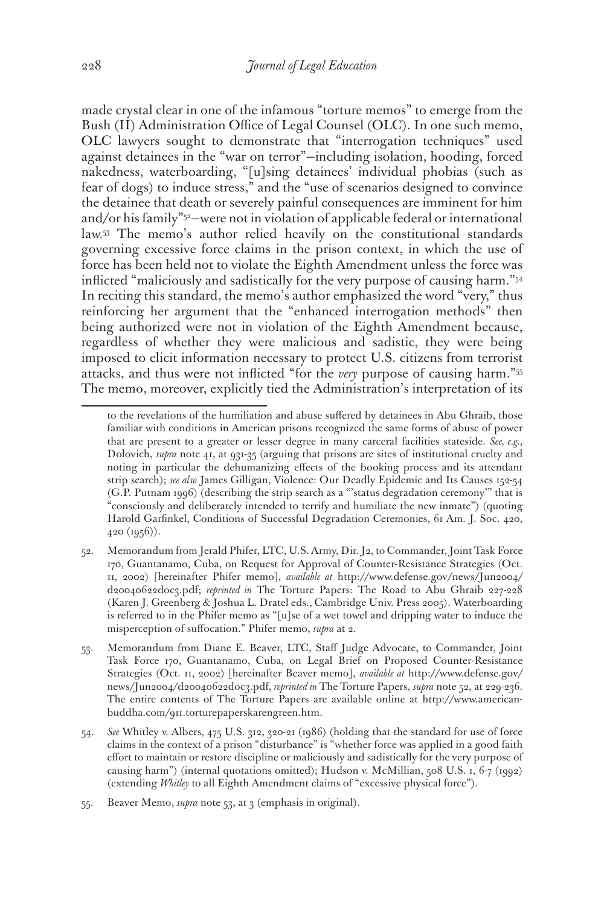made crystal clear in one of the infamous "torture memos" to emerge from the Bush (II) Administration Office of Legal Counsel (OLC). In one such memo, OLC lawyers sought to demonstrate that "interrogation techniques" used against detainees in the "war on terror"—including isolation, hooding, forced nakedness, waterboarding, "[u]sing detainees' individual phobias (such as fear of dogs) to induce stress," and the "use of scenarios designed to convince the detainee that death or severely painful consequences are imminent for him and/or his family"[52]—were not in violation of applicable federal or international law.[53] The memo's author relied heavily on the constitutional standards governing excessive force claims in the prison context, in which the use of force has been held not to violate the Eighth Amendment unless the force was inflicted "maliciously and sadistically for the very purpose of causing harm."[54] In reciting this standard, the memo's author emphasized the word "very," thus reinforcing her argument that the "enhanced interrogation methods" then being authorized were not in violation of the Eighth Amendment because, regardless of whether they were malicious and sadistic, they were being imposed to elicit information necessary to protect U.S. citizens from terrorist attacks, and thus were not inflicted "for the *very* purpose of causing harm."[55] The memo, moreover, explicitly tied the Administration's interpretation of its

---

to the revelations of the humiliation and abuse suffered by detainees in Abu Ghraib, those familiar with conditions in American prisons recognized the same forms of abuse of power that are present to a greater or lesser degree in many carceral facilities stateside. *See, e.g.*, Dolovich, *supra* note 41, at 931-35 (arguing that prisons are sites of institutional cruelty and noting in particular the dehumanizing effects of the booking process and its attendant strip search); *see also* James Gilligan, Violence: Our Deadly Epidemic and Its Causes 152-54 (G.P. Putnam 1996) (describing the strip search as a "'status degradation ceremony'" that is "consciously and deliberately intended to terrify and humiliate the new inmate") (quoting Harold Garfinkel, Conditions of Successful Degradation Ceremonies, 61 Am. J. Soc. 420, 420 (1956)).

52. Memorandum from Jerald Phifer, LTC, U.S. Army, Dir. J2, to Commander, Joint Task Force 170, Guantanamo, Cuba, on Request for Approval of Counter-Resistance Strategies (Oct. 11, 2002) [hereinafter Phifer memo], *available at* http://www.defense.gov/news/Jun2004/d20040622doc3.pdf; *reprinted in* The Torture Papers: The Road to Abu Ghraib 227-228 (Karen J. Greenberg & Joshua L. Dratel eds., Cambridge Univ. Press 2005). Waterboarding is referred to in the Phifer memo as "[u]se of a wet towel and dripping water to induce the misperception of suffocation." Phifer memo, *supra* at 2.

53. Memorandum from Diane E. Beaver, LTC, Staff Judge Advocate, to Commander, Joint Task Force 170, Guantanamo, Cuba, on Legal Brief on Proposed Counter-Resistance Strategies (Oct. 11, 2002) [hereinafter Beaver memo], *available at* http://www.defense.gov/news/Jun2004/d20040622doc3.pdf, *reprinted in* The Torture Papers, *supra* note 52, at 229-236. The entire contents of The Torture Papers are available online at http://www.american-buddha.com/911.torturepaperskarengreen.htm.

54. *See* Whitley v. Albers, 475 U.S. 312, 320-21 (1986) (holding that the standard for use of force claims in the context of a prison "disturbance" is "whether force was applied in a good faith effort to maintain or restore discipline or maliciously and sadistically for the very purpose of causing harm") (internal quotations omitted); Hudson v. McMillian, 508 U.S. 1, 6-7 (1992) (extending *Whitley* to all Eighth Amendment claims of "excessive physical force").

55. Beaver Memo, *supra* note 53, at 3 (emphasis in original).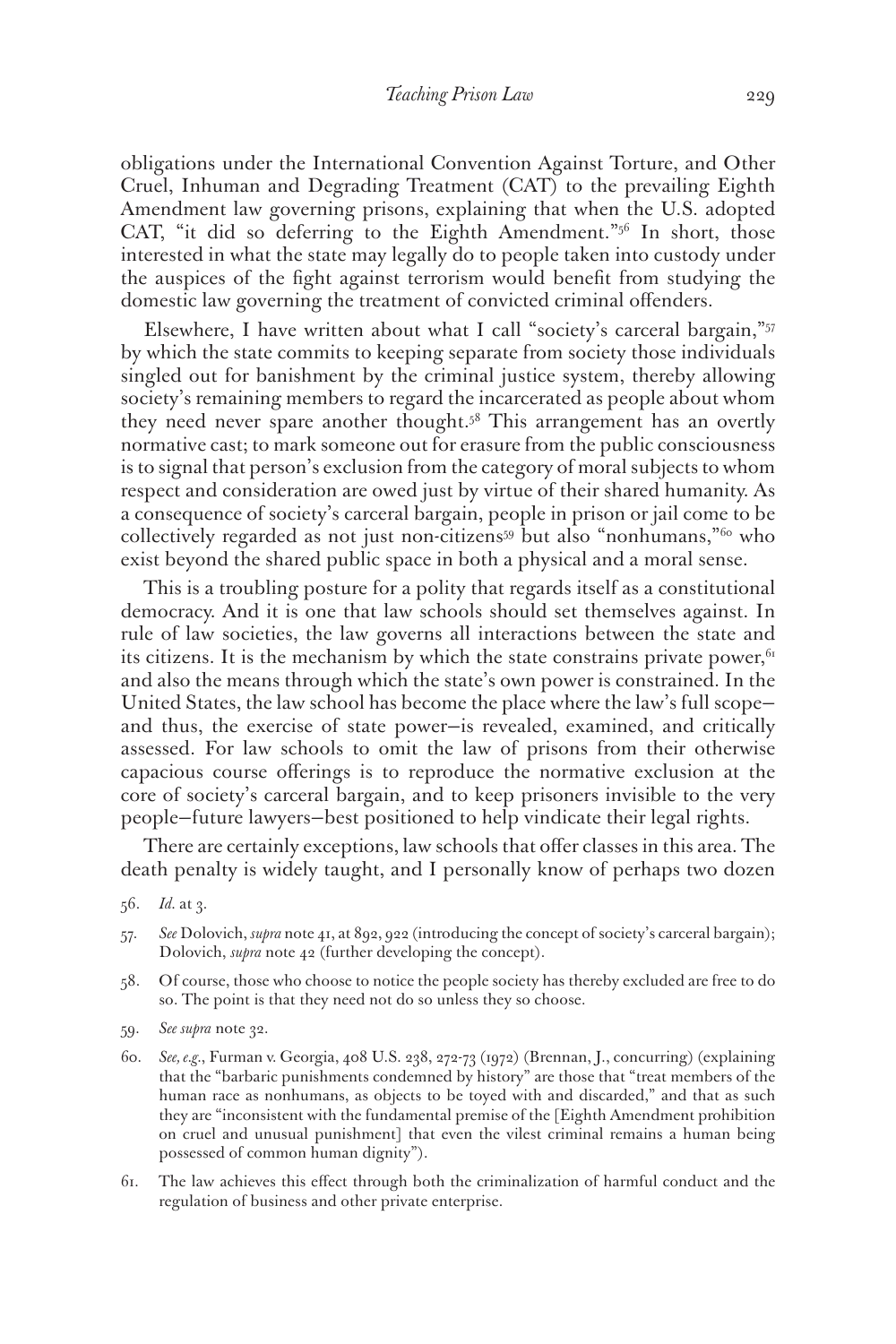obligations under the International Convention Against Torture, and Other Cruel, Inhuman and Degrading Treatment (CAT) to the prevailing Eighth Amendment law governing prisons, explaining that when the U.S. adopted CAT, "it did so deferring to the Eighth Amendment."[56] In short, those interested in what the state may legally do to people taken into custody under the auspices of the fight against terrorism would benefit from studying the domestic law governing the treatment of convicted criminal offenders.

Elsewhere, I have written about what I call "society's carceral bargain,"[57] by which the state commits to keeping separate from society those individuals singled out for banishment by the criminal justice system, thereby allowing society's remaining members to regard the incarcerated as people about whom they need never spare another thought.[58] This arrangement has an overtly normative cast; to mark someone out for erasure from the public consciousness is to signal that person's exclusion from the category of moral subjects to whom respect and consideration are owed just by virtue of their shared humanity. As a consequence of society's carceral bargain, people in prison or jail come to be collectively regarded as not just non-citizens[59] but also "nonhumans,"[60] who exist beyond the shared public space in both a physical and a moral sense.

This is a troubling posture for a polity that regards itself as a constitutional democracy. And it is one that law schools should set themselves against. In rule of law societies, the law governs all interactions between the state and its citizens. It is the mechanism by which the state constrains private power,[61] and also the means through which the state's own power is constrained. In the United States, the law school has become the place where the law's full scope—and thus, the exercise of state power—is revealed, examined, and critically assessed. For law schools to omit the law of prisons from their otherwise capacious course offerings is to reproduce the normative exclusion at the core of society's carceral bargain, and to keep prisoners invisible to the very people—future lawyers—best positioned to help vindicate their legal rights.

There are certainly exceptions, law schools that offer classes in this area. The death penalty is widely taught, and I personally know of perhaps two dozen

56. *Id.* at 3.

57. *See* Dolovich, *supra* note 41, at 892, 922 (introducing the concept of society's carceral bargain); Dolovich, *supra* note 42 (further developing the concept).

58. Of course, those who choose to notice the people society has thereby excluded are free to do so. The point is that they need not do so unless they so choose.

59. *See supra* note 32.

60. *See, e.g.*, Furman v. Georgia, 408 U.S. 238, 272-73 (1972) (Brennan, J., concurring) (explaining that the "barbaric punishments condemned by history" are those that "treat members of the human race as nonhumans, as objects to be toyed with and discarded," and that as such they are "inconsistent with the fundamental premise of the [Eighth Amendment prohibition on cruel and unusual punishment] that even the vilest criminal remains a human being possessed of common human dignity").

61. The law achieves this effect through both the criminalization of harmful conduct and the regulation of business and other private enterprise.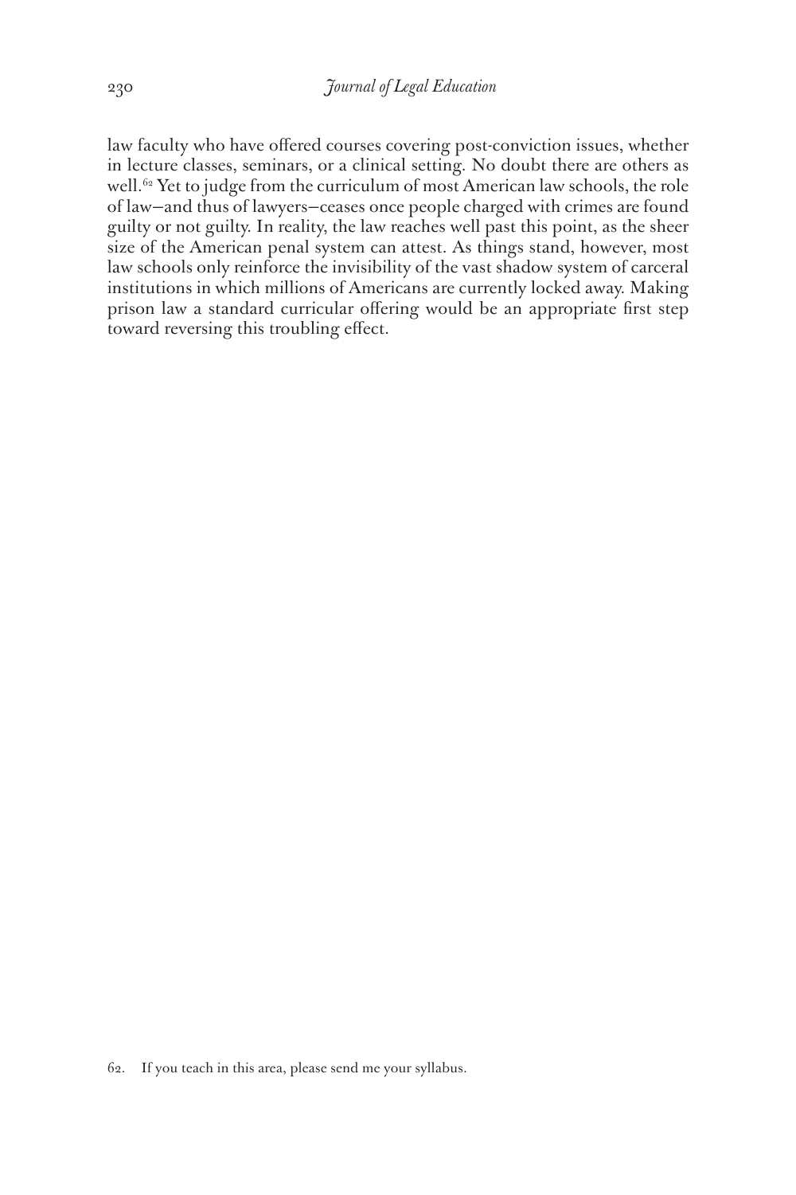law faculty who have offered courses covering post-conviction issues, whether in lecture classes, seminars, or a clinical setting. No doubt there are others as well.[62] Yet to judge from the curriculum of most American law schools, the role of law—and thus of lawyers—ceases once people charged with crimes are found guilty or not guilty. In reality, the law reaches well past this point, as the sheer size of the American penal system can attest. As things stand, however, most law schools only reinforce the invisibility of the vast shadow system of carceral institutions in which millions of Americans are currently locked away. Making prison law a standard curricular offering would be an appropriate first step toward reversing this troubling effect.

62. If you teach in this area, please send me your syllabus.